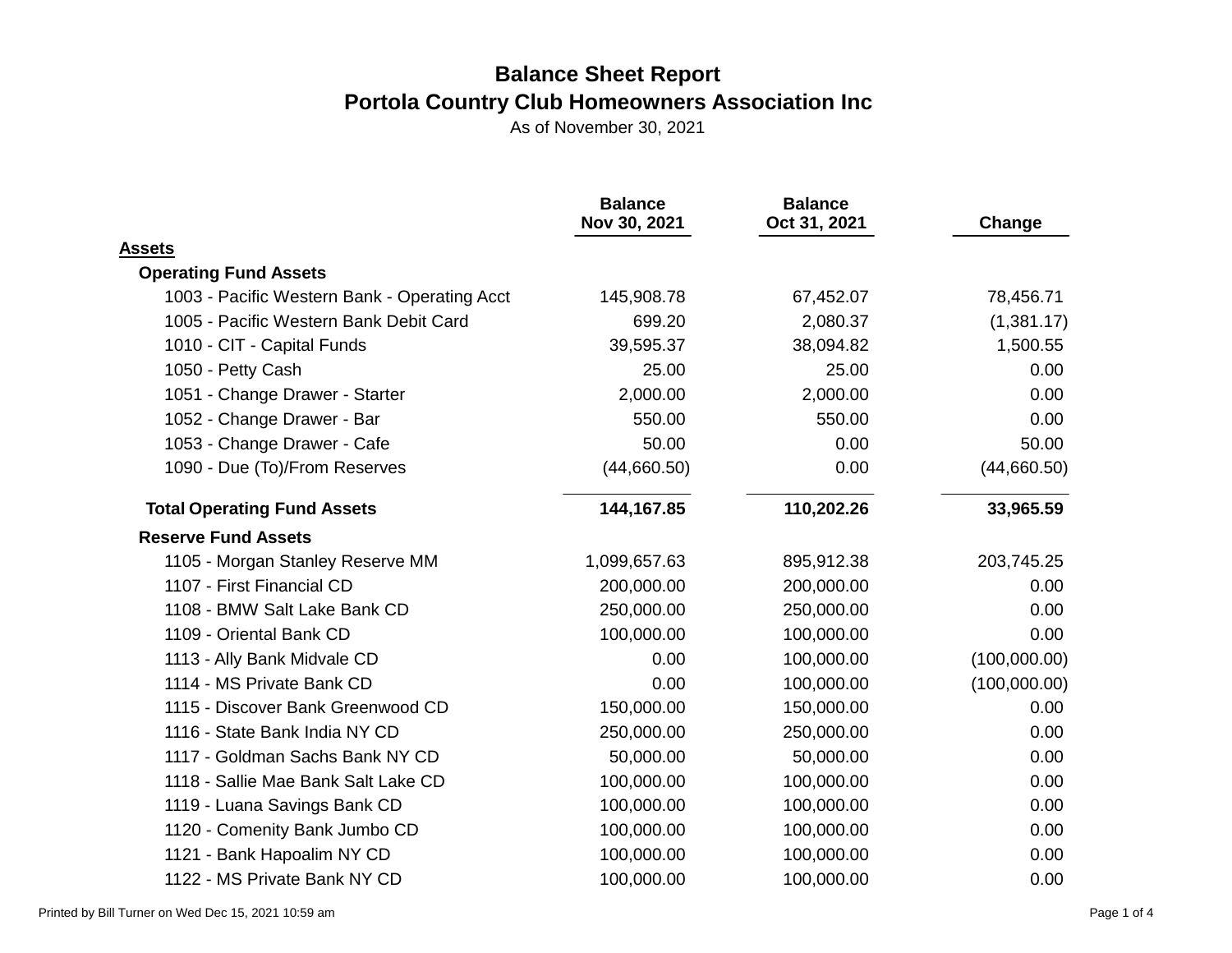# Balance Sheet Report

## Portola Country Club Homeowners Association Inc

As of November 30, 2021

| | Balance Nov 30, 2021 | Balance Oct 31, 2021 | Change |
|---|---|---|---|
| **Assets** | | | |
| **Operating Fund Assets** | | | |
| 1003 - Pacific Western Bank - Operating Acct | 145,908.78 | 67,452.07 | 78,456.71 |
| 1005 - Pacific Western Bank Debit Card | 699.20 | 2,080.37 | (1,381.17) |
| 1010 - CIT - Capital Funds | 39,595.37 | 38,094.82 | 1,500.55 |
| 1050 - Petty Cash | 25.00 | 25.00 | 0.00 |
| 1051 - Change Drawer - Starter | 2,000.00 | 2,000.00 | 0.00 |
| 1052 - Change Drawer - Bar | 550.00 | 550.00 | 0.00 |
| 1053 - Change Drawer - Cafe | 50.00 | 0.00 | 50.00 |
| 1090 - Due (To)/From Reserves | (44,660.50) | 0.00 | (44,660.50) |
| **Total Operating Fund Assets** | **144,167.85** | **110,202.26** | **33,965.59** |
| **Reserve Fund Assets** | | | |
| 1105 - Morgan Stanley Reserve MM | 1,099,657.63 | 895,912.38 | 203,745.25 |
| 1107 - First Financial CD | 200,000.00 | 200,000.00 | 0.00 |
| 1108 - BMW Salt Lake Bank CD | 250,000.00 | 250,000.00 | 0.00 |
| 1109 - Oriental Bank CD | 100,000.00 | 100,000.00 | 0.00 |
| 1113 - Ally Bank Midvale CD | 0.00 | 100,000.00 | (100,000.00) |
| 1114 - MS Private Bank CD | 0.00 | 100,000.00 | (100,000.00) |
| 1115 - Discover Bank Greenwood CD | 150,000.00 | 150,000.00 | 0.00 |
| 1116 - State Bank India NY CD | 250,000.00 | 250,000.00 | 0.00 |
| 1117 - Goldman Sachs Bank NY CD | 50,000.00 | 50,000.00 | 0.00 |
| 1118 - Sallie Mae Bank Salt Lake CD | 100,000.00 | 100,000.00 | 0.00 |
| 1119 - Luana Savings Bank CD | 100,000.00 | 100,000.00 | 0.00 |
| 1120 - Comenity Bank Jumbo CD | 100,000.00 | 100,000.00 | 0.00 |
| 1121 - Bank Hapoalim NY CD | 100,000.00 | 100,000.00 | 0.00 |
| 1122 - MS Private Bank NY CD | 100,000.00 | 100,000.00 | 0.00 |

Printed by Bill Turner on Wed Dec 15, 2021 10:59 am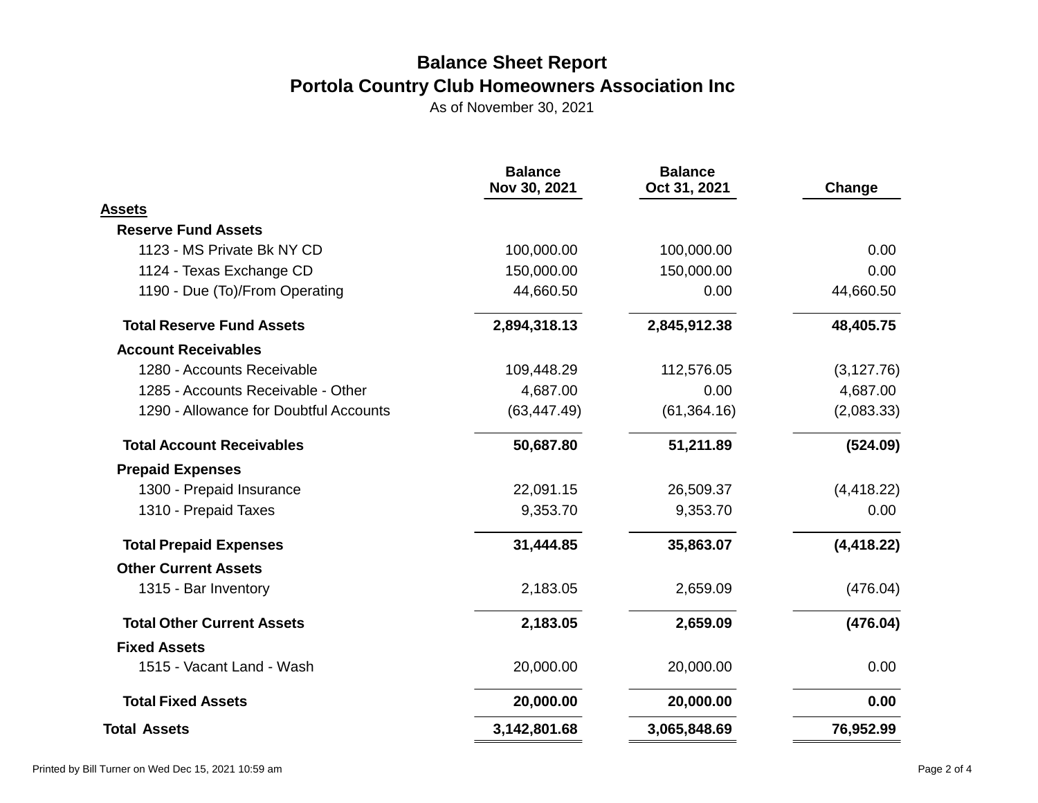# Balance Sheet Report

## Portola Country Club Homeowners Association Inc

As of November 30, 2021

| | Balance Nov 30, 2021 | Balance Oct 31, 2021 | Change |
|---|---|---|---|
| **Assets** | | | |
| **Reserve Fund Assets** | | | |
| 1123 - MS Private Bk NY CD | 100,000.00 | 100,000.00 | 0.00 |
| 1124 - Texas Exchange CD | 150,000.00 | 150,000.00 | 0.00 |
| 1190 - Due (To)/From Operating | 44,660.50 | 0.00 | 44,660.50 |
| **Total Reserve Fund Assets** | **2,894,318.13** | **2,845,912.38** | **48,405.75** |
| **Account Receivables** | | | |
| 1280 - Accounts Receivable | 109,448.29 | 112,576.05 | (3,127.76) |
| 1285 - Accounts Receivable - Other | 4,687.00 | 0.00 | 4,687.00 |
| 1290 - Allowance for Doubtful Accounts | (63,447.49) | (61,364.16) | (2,083.33) |
| **Total Account Receivables** | **50,687.80** | **51,211.89** | **(524.09)** |
| **Prepaid Expenses** | | | |
| 1300 - Prepaid Insurance | 22,091.15 | 26,509.37 | (4,418.22) |
| 1310 - Prepaid Taxes | 9,353.70 | 9,353.70 | 0.00 |
| **Total Prepaid Expenses** | **31,444.85** | **35,863.07** | **(4,418.22)** |
| **Other Current Assets** | | | |
| 1315 - Bar Inventory | 2,183.05 | 2,659.09 | (476.04) |
| **Total Other Current Assets** | **2,183.05** | **2,659.09** | **(476.04)** |
| **Fixed Assets** | | | |
| 1515 - Vacant Land - Wash | 20,000.00 | 20,000.00 | 0.00 |
| **Total Fixed Assets** | **20,000.00** | **20,000.00** | **0.00** |
| **Total Assets** | **3,142,801.68** | **3,065,848.69** | **76,952.99** |

Printed by Bill Turner on Wed Dec 15, 2021 10:59 am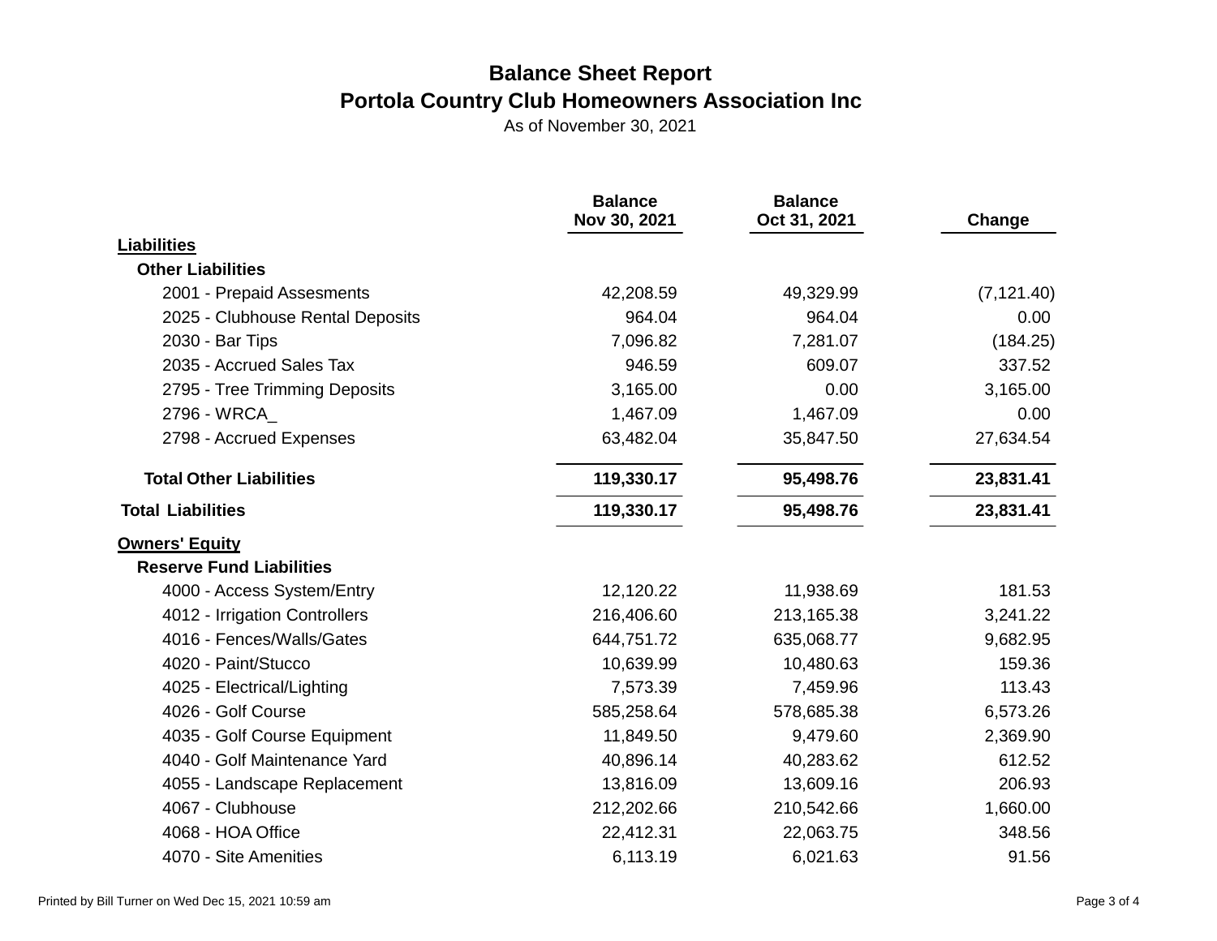# Balance Sheet Report

## Portola Country Club Homeowners Association Inc

As of November 30, 2021

| | Balance Nov 30, 2021 | Balance Oct 31, 2021 | Change |
|---|---|---|---|
| **Liabilities** | | | |
| **Other Liabilities** | | | |
| 2001 - Prepaid Assesments | 42,208.59 | 49,329.99 | (7,121.40) |
| 2025 - Clubhouse Rental Deposits | 964.04 | 964.04 | 0.00 |
| 2030 - Bar Tips | 7,096.82 | 7,281.07 | (184.25) |
| 2035 - Accrued Sales Tax | 946.59 | 609.07 | 337.52 |
| 2795 - Tree Trimming Deposits | 3,165.00 | 0.00 | 3,165.00 |
| 2796 - WRCA_ | 1,467.09 | 1,467.09 | 0.00 |
| 2798 - Accrued Expenses | 63,482.04 | 35,847.50 | 27,634.54 |
| **Total Other Liabilities** | **119,330.17** | **95,498.76** | **23,831.41** |
| **Total Liabilities** | **119,330.17** | **95,498.76** | **23,831.41** |
| **Owners' Equity** | | | |
| **Reserve Fund Liabilities** | | | |
| 4000 - Access System/Entry | 12,120.22 | 11,938.69 | 181.53 |
| 4012 - Irrigation Controllers | 216,406.60 | 213,165.38 | 3,241.22 |
| 4016 - Fences/Walls/Gates | 644,751.72 | 635,068.77 | 9,682.95 |
| 4020 - Paint/Stucco | 10,639.99 | 10,480.63 | 159.36 |
| 4025 - Electrical/Lighting | 7,573.39 | 7,459.96 | 113.43 |
| 4026 - Golf Course | 585,258.64 | 578,685.38 | 6,573.26 |
| 4035 - Golf Course Equipment | 11,849.50 | 9,479.60 | 2,369.90 |
| 4040 - Golf Maintenance Yard | 40,896.14 | 40,283.62 | 612.52 |
| 4055 - Landscape Replacement | 13,816.09 | 13,609.16 | 206.93 |
| 4067 - Clubhouse | 212,202.66 | 210,542.66 | 1,660.00 |
| 4068 - HOA Office | 22,412.31 | 22,063.75 | 348.56 |
| 4070 - Site Amenities | 6,113.19 | 6,021.63 | 91.56 |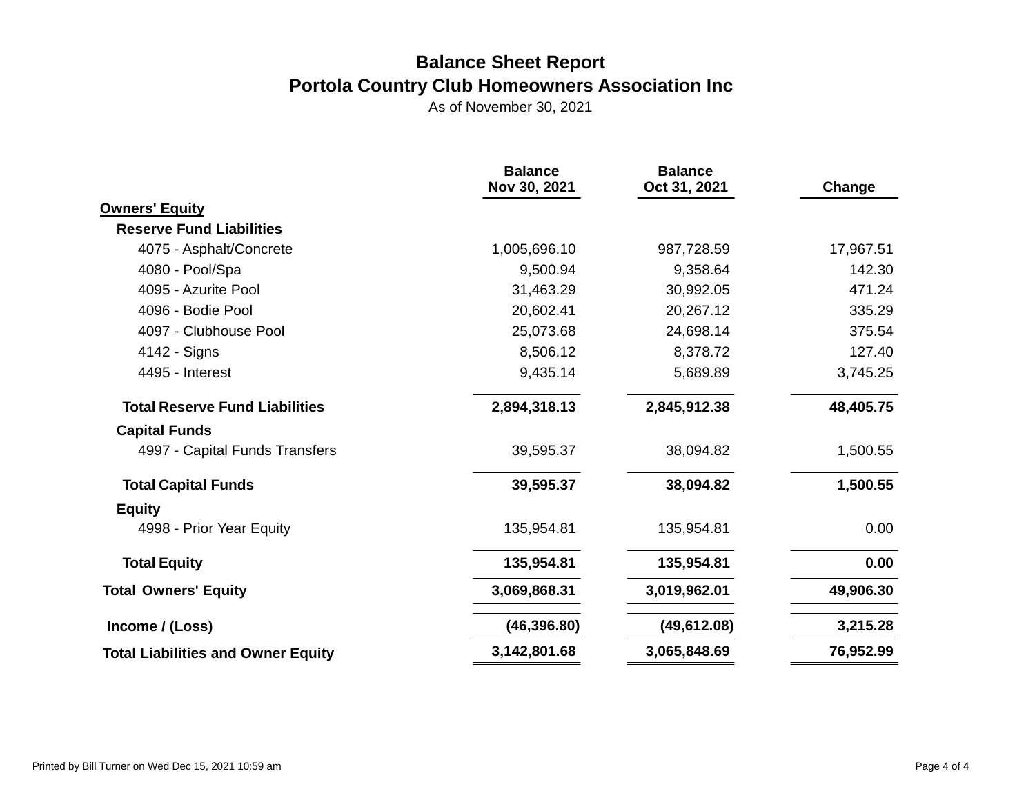# Balance Sheet Report
## Portola Country Club Homeowners Association Inc

As of November 30, 2021

| | Balance Nov 30, 2021 | Balance Oct 31, 2021 | Change |
|---|---|---|---|
| **Owners' Equity** | | | |
| **Reserve Fund Liabilities** | | | |
| 4075 - Asphalt/Concrete | 1,005,696.10 | 987,728.59 | 17,967.51 |
| 4080 - Pool/Spa | 9,500.94 | 9,358.64 | 142.30 |
| 4095 - Azurite Pool | 31,463.29 | 30,992.05 | 471.24 |
| 4096 - Bodie Pool | 20,602.41 | 20,267.12 | 335.29 |
| 4097 - Clubhouse Pool | 25,073.68 | 24,698.14 | 375.54 |
| 4142 - Signs | 8,506.12 | 8,378.72 | 127.40 |
| 4495 - Interest | 9,435.14 | 5,689.89 | 3,745.25 |
| **Total Reserve Fund Liabilities** | **2,894,318.13** | **2,845,912.38** | **48,405.75** |
| **Capital Funds** | | | |
| 4997 - Capital Funds Transfers | 39,595.37 | 38,094.82 | 1,500.55 |
| **Total Capital Funds** | **39,595.37** | **38,094.82** | **1,500.55** |
| **Equity** | | | |
| 4998 - Prior Year Equity | 135,954.81 | 135,954.81 | 0.00 |
| **Total Equity** | **135,954.81** | **135,954.81** | **0.00** |
| **Total Owners' Equity** | **3,069,868.31** | **3,019,962.01** | **49,906.30** |
| **Income / (Loss)** | **(46,396.80)** | **(49,612.08)** | **3,215.28** |
| **Total Liabilities and Owner Equity** | **3,142,801.68** | **3,065,848.69** | **76,952.99** |

Printed by Bill Turner on Wed Dec 15, 2021 10:59 am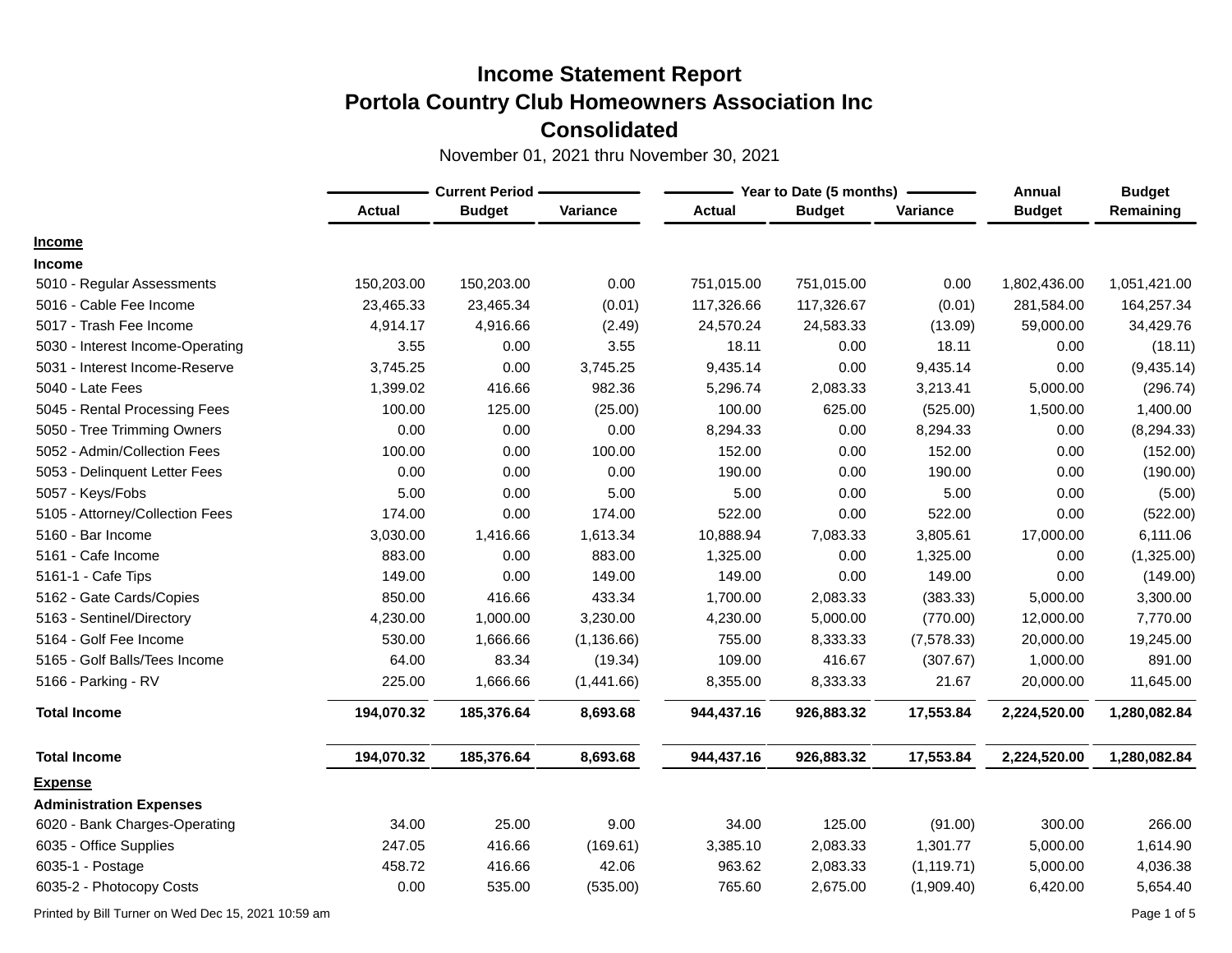# Income Statement Report
## Portola Country Club Homeowners Association Inc
## Consolidated

November 01, 2021 thru November 30, 2021

| | Current Period | | | Year to Date (5 months) | | | Annual | Budget |
|---|---|---|---|---|---|---|---|---|
| | Actual | Budget | Variance | Actual | Budget | Variance | Budget | Remaining |
| **Income** | | | | | | | | |
| **Income** | | | | | | | | |
| 5010 - Regular Assessments | 150,203.00 | 150,203.00 | 0.00 | 751,015.00 | 751,015.00 | 0.00 | 1,802,436.00 | 1,051,421.00 |
| 5016 - Cable Fee Income | 23,465.33 | 23,465.34 | (0.01) | 117,326.66 | 117,326.67 | (0.01) | 281,584.00 | 164,257.34 |
| 5017 - Trash Fee Income | 4,914.17 | 4,916.66 | (2.49) | 24,570.24 | 24,583.33 | (13.09) | 59,000.00 | 34,429.76 |
| 5030 - Interest Income-Operating | 3.55 | 0.00 | 3.55 | 18.11 | 0.00 | 18.11 | 0.00 | (18.11) |
| 5031 - Interest Income-Reserve | 3,745.25 | 0.00 | 3,745.25 | 9,435.14 | 0.00 | 9,435.14 | 0.00 | (9,435.14) |
| 5040 - Late Fees | 1,399.02 | 416.66 | 982.36 | 5,296.74 | 2,083.33 | 3,213.41 | 5,000.00 | (296.74) |
| 5045 - Rental Processing Fees | 100.00 | 125.00 | (25.00) | 100.00 | 625.00 | (525.00) | 1,500.00 | 1,400.00 |
| 5050 - Tree Trimming Owners | 0.00 | 0.00 | 0.00 | 8,294.33 | 0.00 | 8,294.33 | 0.00 | (8,294.33) |
| 5052 - Admin/Collection Fees | 100.00 | 0.00 | 100.00 | 152.00 | 0.00 | 152.00 | 0.00 | (152.00) |
| 5053 - Delinquent Letter Fees | 0.00 | 0.00 | 0.00 | 190.00 | 0.00 | 190.00 | 0.00 | (190.00) |
| 5057 - Keys/Fobs | 5.00 | 0.00 | 5.00 | 5.00 | 0.00 | 5.00 | 0.00 | (5.00) |
| 5105 - Attorney/Collection Fees | 174.00 | 0.00 | 174.00 | 522.00 | 0.00 | 522.00 | 0.00 | (522.00) |
| 5160 - Bar Income | 3,030.00 | 1,416.66 | 1,613.34 | 10,888.94 | 7,083.33 | 3,805.61 | 17,000.00 | 6,111.06 |
| 5161 - Cafe Income | 883.00 | 0.00 | 883.00 | 1,325.00 | 0.00 | 1,325.00 | 0.00 | (1,325.00) |
| 5161-1 - Cafe Tips | 149.00 | 0.00 | 149.00 | 149.00 | 0.00 | 149.00 | 0.00 | (149.00) |
| 5162 - Gate Cards/Copies | 850.00 | 416.66 | 433.34 | 1,700.00 | 2,083.33 | (383.33) | 5,000.00 | 3,300.00 |
| 5163 - Sentinel/Directory | 4,230.00 | 1,000.00 | 3,230.00 | 4,230.00 | 5,000.00 | (770.00) | 12,000.00 | 7,770.00 |
| 5164 - Golf Fee Income | 530.00 | 1,666.66 | (1,136.66) | 755.00 | 8,333.33 | (7,578.33) | 20,000.00 | 19,245.00 |
| 5165 - Golf Balls/Tees Income | 64.00 | 83.34 | (19.34) | 109.00 | 416.67 | (307.67) | 1,000.00 | 891.00 |
| 5166 - Parking - RV | 225.00 | 1,666.66 | (1,441.66) | 8,355.00 | 8,333.33 | 21.67 | 20,000.00 | 11,645.00 |
| **Total Income** | **194,070.32** | **185,376.64** | **8,693.68** | **944,437.16** | **926,883.32** | **17,553.84** | **2,224,520.00** | **1,280,082.84** |
| **Total Income** | **194,070.32** | **185,376.64** | **8,693.68** | **944,437.16** | **926,883.32** | **17,553.84** | **2,224,520.00** | **1,280,082.84** |
| **Expense** | | | | | | | | |
| **Administration Expenses** | | | | | | | | |
| 6020 - Bank Charges-Operating | 34.00 | 25.00 | 9.00 | 34.00 | 125.00 | (91.00) | 300.00 | 266.00 |
| 6035 - Office Supplies | 247.05 | 416.66 | (169.61) | 3,385.10 | 2,083.33 | 1,301.77 | 5,000.00 | 1,614.90 |
| 6035-1 - Postage | 458.72 | 416.66 | 42.06 | 963.62 | 2,083.33 | (1,119.71) | 5,000.00 | 4,036.38 |
| 6035-2 - Photocopy Costs | 0.00 | 535.00 | (535.00) | 765.60 | 2,675.00 | (1,909.40) | 6,420.00 | 5,654.40 |

Printed by Bill Turner on Wed Dec 15, 2021 10:59 am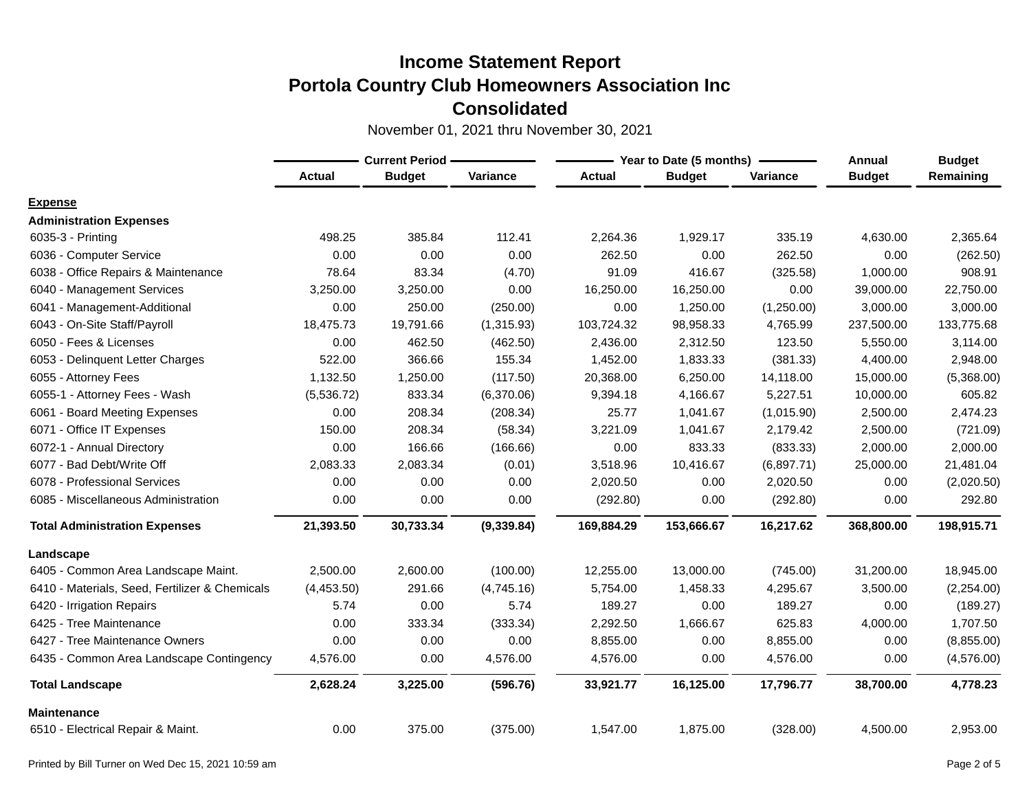# Income Statement Report
## Portola Country Club Homeowners Association Inc
## Consolidated

November 01, 2021 thru November 30, 2021

| | Current Period | | | Year to Date (5 months) | | | Annual | Budget |
|---|---|---|---|---|---|---|---|---|
| | Actual | Budget | Variance | Actual | Budget | Variance | Budget | Remaining |
| **Expense** | | | | | | | | |
| **Administration Expenses** | | | | | | | | |
| 6035-3 - Printing | 498.25 | 385.84 | 112.41 | 2,264.36 | 1,929.17 | 335.19 | 4,630.00 | 2,365.64 |
| 6036 - Computer Service | 0.00 | 0.00 | 0.00 | 262.50 | 0.00 | 262.50 | 0.00 | (262.50) |
| 6038 - Office Repairs & Maintenance | 78.64 | 83.34 | (4.70) | 91.09 | 416.67 | (325.58) | 1,000.00 | 908.91 |
| 6040 - Management Services | 3,250.00 | 3,250.00 | 0.00 | 16,250.00 | 16,250.00 | 0.00 | 39,000.00 | 22,750.00 |
| 6041 - Management-Additional | 0.00 | 250.00 | (250.00) | 0.00 | 1,250.00 | (1,250.00) | 3,000.00 | 3,000.00 |
| 6043 - On-Site Staff/Payroll | 18,475.73 | 19,791.66 | (1,315.93) | 103,724.32 | 98,958.33 | 4,765.99 | 237,500.00 | 133,775.68 |
| 6050 - Fees & Licenses | 0.00 | 462.50 | (462.50) | 2,436.00 | 2,312.50 | 123.50 | 5,550.00 | 3,114.00 |
| 6053 - Delinquent Letter Charges | 522.00 | 366.66 | 155.34 | 1,452.00 | 1,833.33 | (381.33) | 4,400.00 | 2,948.00 |
| 6055 - Attorney Fees | 1,132.50 | 1,250.00 | (117.50) | 20,368.00 | 6,250.00 | 14,118.00 | 15,000.00 | (5,368.00) |
| 6055-1 - Attorney Fees - Wash | (5,536.72) | 833.34 | (6,370.06) | 9,394.18 | 4,166.67 | 5,227.51 | 10,000.00 | 605.82 |
| 6061 - Board Meeting Expenses | 0.00 | 208.34 | (208.34) | 25.77 | 1,041.67 | (1,015.90) | 2,500.00 | 2,474.23 |
| 6071 - Office IT Expenses | 150.00 | 208.34 | (58.34) | 3,221.09 | 1,041.67 | 2,179.42 | 2,500.00 | (721.09) |
| 6072-1 - Annual Directory | 0.00 | 166.66 | (166.66) | 0.00 | 833.33 | (833.33) | 2,000.00 | 2,000.00 |
| 6077 - Bad Debt/Write Off | 2,083.33 | 2,083.34 | (0.01) | 3,518.96 | 10,416.67 | (6,897.71) | 25,000.00 | 21,481.04 |
| 6078 - Professional Services | 0.00 | 0.00 | 0.00 | 2,020.50 | 0.00 | 2,020.50 | 0.00 | (2,020.50) |
| 6085 - Miscellaneous Administration | 0.00 | 0.00 | 0.00 | (292.80) | 0.00 | (292.80) | 0.00 | 292.80 |
| **Total Administration Expenses** | **21,393.50** | **30,733.34** | **(9,339.84)** | **169,884.29** | **153,666.67** | **16,217.62** | **368,800.00** | **198,915.71** |
| **Landscape** | | | | | | | | |
| 6405 - Common Area Landscape Maint. | 2,500.00 | 2,600.00 | (100.00) | 12,255.00 | 13,000.00 | (745.00) | 31,200.00 | 18,945.00 |
| 6410 - Materials, Seed, Fertilizer & Chemicals | (4,453.50) | 291.66 | (4,745.16) | 5,754.00 | 1,458.33 | 4,295.67 | 3,500.00 | (2,254.00) |
| 6420 - Irrigation Repairs | 5.74 | 0.00 | 5.74 | 189.27 | 0.00 | 189.27 | 0.00 | (189.27) |
| 6425 - Tree Maintenance | 0.00 | 333.34 | (333.34) | 2,292.50 | 1,666.67 | 625.83 | 4,000.00 | 1,707.50 |
| 6427 - Tree Maintenance Owners | 0.00 | 0.00 | 0.00 | 8,855.00 | 0.00 | 8,855.00 | 0.00 | (8,855.00) |
| 6435 - Common Area Landscape Contingency | 4,576.00 | 0.00 | 4,576.00 | 4,576.00 | 0.00 | 4,576.00 | 0.00 | (4,576.00) |
| **Total Landscape** | **2,628.24** | **3,225.00** | **(596.76)** | **33,921.77** | **16,125.00** | **17,796.77** | **38,700.00** | **4,778.23** |
| **Maintenance** | | | | | | | | |
| 6510 - Electrical Repair & Maint. | 0.00 | 375.00 | (375.00) | 1,547.00 | 1,875.00 | (328.00) | 4,500.00 | 2,953.00 |

Printed by Bill Turner on Wed Dec 15, 2021 10:59 am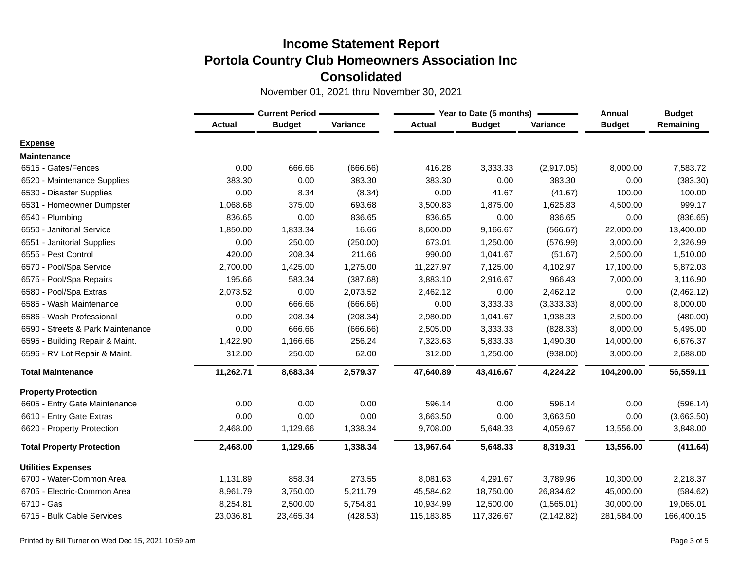# Income Statement Report
## Portola Country Club Homeowners Association Inc
## Consolidated

November 01, 2021 thru November 30, 2021

| | Current Period | | | Year to Date (5 months) | | | Annual | Budget |
|---|---|---|---|---|---|---|---|---|
| | Actual | Budget | Variance | Actual | Budget | Variance | Budget | Remaining |
| **Expense** | | | | | | | | |
| **Maintenance** | | | | | | | | |
| 6515 - Gates/Fences | 0.00 | 666.66 | (666.66) | 416.28 | 3,333.33 | (2,917.05) | 8,000.00 | 7,583.72 |
| 6520 - Maintenance Supplies | 383.30 | 0.00 | 383.30 | 383.30 | 0.00 | 383.30 | 0.00 | (383.30) |
| 6530 - Disaster Supplies | 0.00 | 8.34 | (8.34) | 0.00 | 41.67 | (41.67) | 100.00 | 100.00 |
| 6531 - Homeowner Dumpster | 1,068.68 | 375.00 | 693.68 | 3,500.83 | 1,875.00 | 1,625.83 | 4,500.00 | 999.17 |
| 6540 - Plumbing | 836.65 | 0.00 | 836.65 | 836.65 | 0.00 | 836.65 | 0.00 | (836.65) |
| 6550 - Janitorial Service | 1,850.00 | 1,833.34 | 16.66 | 8,600.00 | 9,166.67 | (566.67) | 22,000.00 | 13,400.00 |
| 6551 - Janitorial Supplies | 0.00 | 250.00 | (250.00) | 673.01 | 1,250.00 | (576.99) | 3,000.00 | 2,326.99 |
| 6555 - Pest Control | 420.00 | 208.34 | 211.66 | 990.00 | 1,041.67 | (51.67) | 2,500.00 | 1,510.00 |
| 6570 - Pool/Spa Service | 2,700.00 | 1,425.00 | 1,275.00 | 11,227.97 | 7,125.00 | 4,102.97 | 17,100.00 | 5,872.03 |
| 6575 - Pool/Spa Repairs | 195.66 | 583.34 | (387.68) | 3,883.10 | 2,916.67 | 966.43 | 7,000.00 | 3,116.90 |
| 6580 - Pool/Spa Extras | 2,073.52 | 0.00 | 2,073.52 | 2,462.12 | 0.00 | 2,462.12 | 0.00 | (2,462.12) |
| 6585 - Wash Maintenance | 0.00 | 666.66 | (666.66) | 0.00 | 3,333.33 | (3,333.33) | 8,000.00 | 8,000.00 |
| 6586 - Wash Professional | 0.00 | 208.34 | (208.34) | 2,980.00 | 1,041.67 | 1,938.33 | 2,500.00 | (480.00) |
| 6590 - Streets & Park Maintenance | 0.00 | 666.66 | (666.66) | 2,505.00 | 3,333.33 | (828.33) | 8,000.00 | 5,495.00 |
| 6595 - Building Repair & Maint. | 1,422.90 | 1,166.66 | 256.24 | 7,323.63 | 5,833.33 | 1,490.30 | 14,000.00 | 6,676.37 |
| 6596 - RV Lot Repair & Maint. | 312.00 | 250.00 | 62.00 | 312.00 | 1,250.00 | (938.00) | 3,000.00 | 2,688.00 |
| **Total Maintenance** | **11,262.71** | **8,683.34** | **2,579.37** | **47,640.89** | **43,416.67** | **4,224.22** | **104,200.00** | **56,559.11** |
| **Property Protection** | | | | | | | | |
| 6605 - Entry Gate Maintenance | 0.00 | 0.00 | 0.00 | 596.14 | 0.00 | 596.14 | 0.00 | (596.14) |
| 6610 - Entry Gate Extras | 0.00 | 0.00 | 0.00 | 3,663.50 | 0.00 | 3,663.50 | 0.00 | (3,663.50) |
| 6620 - Property Protection | 2,468.00 | 1,129.66 | 1,338.34 | 9,708.00 | 5,648.33 | 4,059.67 | 13,556.00 | 3,848.00 |
| **Total Property Protection** | **2,468.00** | **1,129.66** | **1,338.34** | **13,967.64** | **5,648.33** | **8,319.31** | **13,556.00** | **(411.64)** |
| **Utilities Expenses** | | | | | | | | |
| 6700 - Water-Common Area | 1,131.89 | 858.34 | 273.55 | 8,081.63 | 4,291.67 | 3,789.96 | 10,300.00 | 2,218.37 |
| 6705 - Electric-Common Area | 8,961.79 | 3,750.00 | 5,211.79 | 45,584.62 | 18,750.00 | 26,834.62 | 45,000.00 | (584.62) |
| 6710 - Gas | 8,254.81 | 2,500.00 | 5,754.81 | 10,934.99 | 12,500.00 | (1,565.01) | 30,000.00 | 19,065.01 |
| 6715 - Bulk Cable Services | 23,036.81 | 23,465.34 | (428.53) | 115,183.85 | 117,326.67 | (2,142.82) | 281,584.00 | 166,400.15 |

Printed by Bill Turner on Wed Dec 15, 2021 10:59 am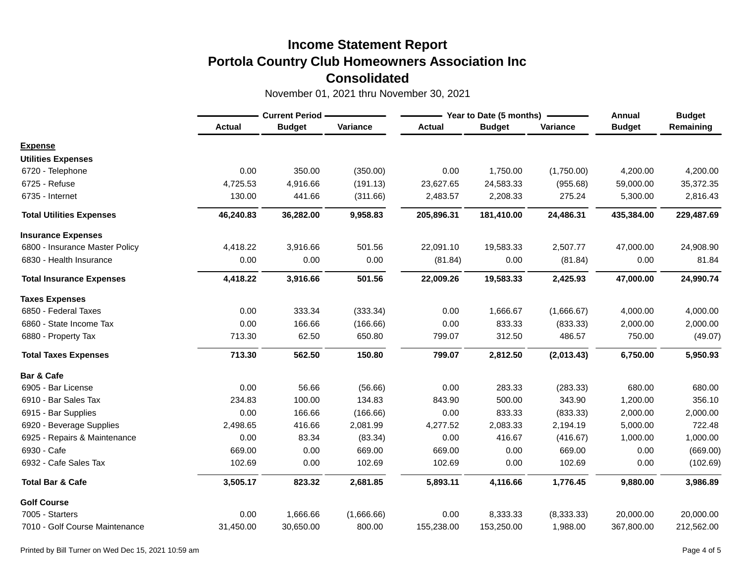# Income Statement Report
## Portola Country Club Homeowners Association Inc
## Consolidated

November 01, 2021 thru November 30, 2021

| | Current Period | | | Year to Date (5 months) | | | Annual | Budget |
|---|---|---|---|---|---|---|---|---|
| | Actual | Budget | Variance | Actual | Budget | Variance | Budget | Remaining |
| **Expense** | | | | | | | | |
| **Utilities Expenses** | | | | | | | | |
| 6720 - Telephone | 0.00 | 350.00 | (350.00) | 0.00 | 1,750.00 | (1,750.00) | 4,200.00 | 4,200.00 |
| 6725 - Refuse | 4,725.53 | 4,916.66 | (191.13) | 23,627.65 | 24,583.33 | (955.68) | 59,000.00 | 35,372.35 |
| 6735 - Internet | 130.00 | 441.66 | (311.66) | 2,483.57 | 2,208.33 | 275.24 | 5,300.00 | 2,816.43 |
| **Total Utilities Expenses** | **46,240.83** | **36,282.00** | **9,958.83** | **205,896.31** | **181,410.00** | **24,486.31** | **435,384.00** | **229,487.69** |
| **Insurance Expenses** | | | | | | | | |
| 6800 - Insurance Master Policy | 4,418.22 | 3,916.66 | 501.56 | 22,091.10 | 19,583.33 | 2,507.77 | 47,000.00 | 24,908.90 |
| 6830 - Health Insurance | 0.00 | 0.00 | 0.00 | (81.84) | 0.00 | (81.84) | 0.00 | 81.84 |
| **Total Insurance Expenses** | **4,418.22** | **3,916.66** | **501.56** | **22,009.26** | **19,583.33** | **2,425.93** | **47,000.00** | **24,990.74** |
| **Taxes Expenses** | | | | | | | | |
| 6850 - Federal Taxes | 0.00 | 333.34 | (333.34) | 0.00 | 1,666.67 | (1,666.67) | 4,000.00 | 4,000.00 |
| 6860 - State Income Tax | 0.00 | 166.66 | (166.66) | 0.00 | 833.33 | (833.33) | 2,000.00 | 2,000.00 |
| 6880 - Property Tax | 713.30 | 62.50 | 650.80 | 799.07 | 312.50 | 486.57 | 750.00 | (49.07) |
| **Total Taxes Expenses** | **713.30** | **562.50** | **150.80** | **799.07** | **2,812.50** | **(2,013.43)** | **6,750.00** | **5,950.93** |
| **Bar & Cafe** | | | | | | | | |
| 6905 - Bar License | 0.00 | 56.66 | (56.66) | 0.00 | 283.33 | (283.33) | 680.00 | 680.00 |
| 6910 - Bar Sales Tax | 234.83 | 100.00 | 134.83 | 843.90 | 500.00 | 343.90 | 1,200.00 | 356.10 |
| 6915 - Bar Supplies | 0.00 | 166.66 | (166.66) | 0.00 | 833.33 | (833.33) | 2,000.00 | 2,000.00 |
| 6920 - Beverage Supplies | 2,498.65 | 416.66 | 2,081.99 | 4,277.52 | 2,083.33 | 2,194.19 | 5,000.00 | 722.48 |
| 6925 - Repairs & Maintenance | 0.00 | 83.34 | (83.34) | 0.00 | 416.67 | (416.67) | 1,000.00 | 1,000.00 |
| 6930 - Cafe | 669.00 | 0.00 | 669.00 | 669.00 | 0.00 | 669.00 | 0.00 | (669.00) |
| 6932 - Cafe Sales Tax | 102.69 | 0.00 | 102.69 | 102.69 | 0.00 | 102.69 | 0.00 | (102.69) |
| **Total Bar & Cafe** | **3,505.17** | **823.32** | **2,681.85** | **5,893.11** | **4,116.66** | **1,776.45** | **9,880.00** | **3,986.89** |
| **Golf Course** | | | | | | | | |
| 7005 - Starters | 0.00 | 1,666.66 | (1,666.66) | 0.00 | 8,333.33 | (8,333.33) | 20,000.00 | 20,000.00 |
| 7010 - Golf Course Maintenance | 31,450.00 | 30,650.00 | 800.00 | 155,238.00 | 153,250.00 | 1,988.00 | 367,800.00 | 212,562.00 |

Printed by Bill Turner on Wed Dec 15, 2021 10:59 am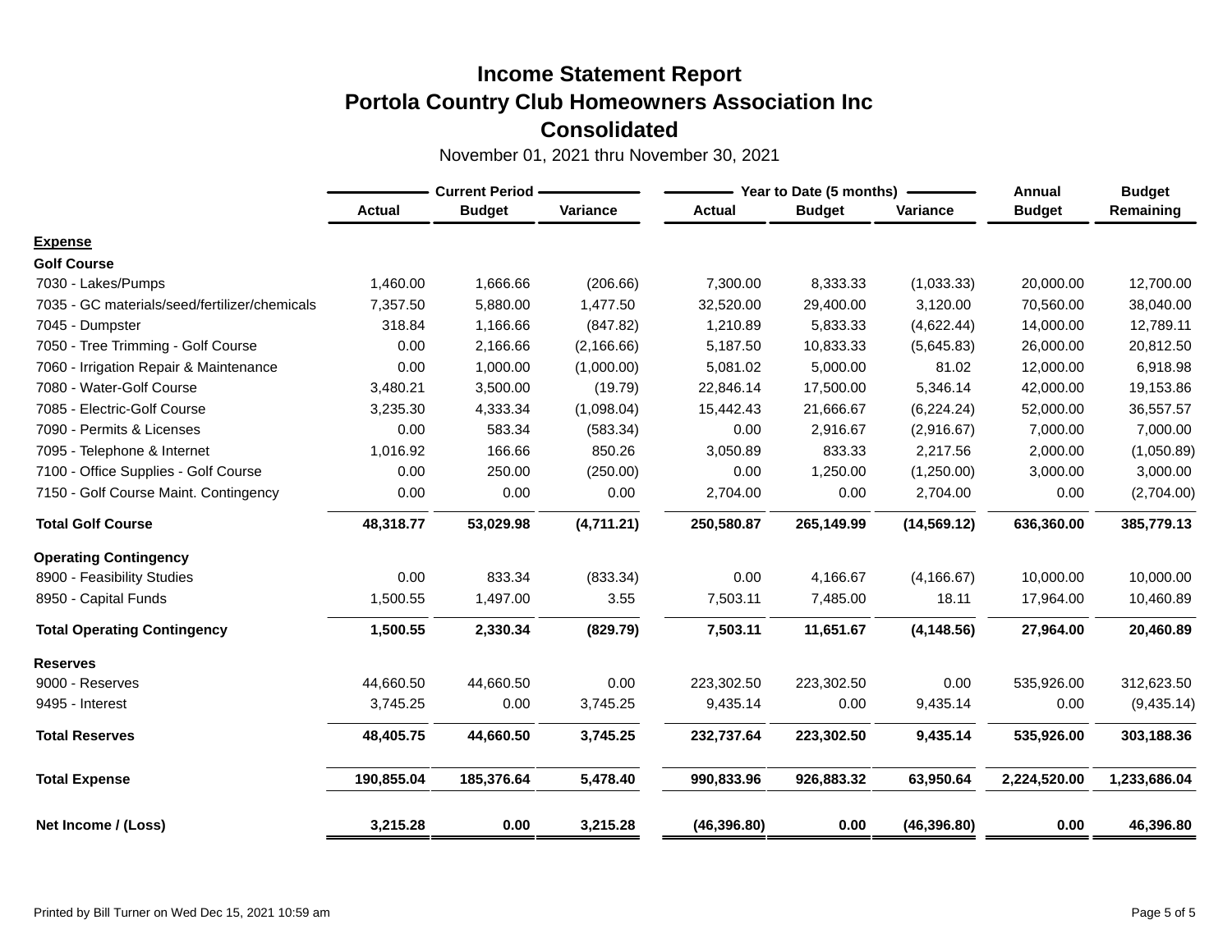# Income Statement Report
## Portola Country Club Homeowners Association Inc
## Consolidated

November 01, 2021 thru November 30, 2021

| | Current Period | | | Year to Date (5 months) | | | Annual | Budget |
|---|---|---|---|---|---|---|---|---|
| | Actual | Budget | Variance | Actual | Budget | Variance | Budget | Remaining |
| **Expense** | | | | | | | | |
| **Golf Course** | | | | | | | | |
| 7030 - Lakes/Pumps | 1,460.00 | 1,666.66 | (206.66) | 7,300.00 | 8,333.33 | (1,033.33) | 20,000.00 | 12,700.00 |
| 7035 - GC materials/seed/fertilizer/chemicals | 7,357.50 | 5,880.00 | 1,477.50 | 32,520.00 | 29,400.00 | 3,120.00 | 70,560.00 | 38,040.00 |
| 7045 - Dumpster | 318.84 | 1,166.66 | (847.82) | 1,210.89 | 5,833.33 | (4,622.44) | 14,000.00 | 12,789.11 |
| 7050 - Tree Trimming - Golf Course | 0.00 | 2,166.66 | (2,166.66) | 5,187.50 | 10,833.33 | (5,645.83) | 26,000.00 | 20,812.50 |
| 7060 - Irrigation Repair & Maintenance | 0.00 | 1,000.00 | (1,000.00) | 5,081.02 | 5,000.00 | 81.02 | 12,000.00 | 6,918.98 |
| 7080 - Water-Golf Course | 3,480.21 | 3,500.00 | (19.79) | 22,846.14 | 17,500.00 | 5,346.14 | 42,000.00 | 19,153.86 |
| 7085 - Electric-Golf Course | 3,235.30 | 4,333.34 | (1,098.04) | 15,442.43 | 21,666.67 | (6,224.24) | 52,000.00 | 36,557.57 |
| 7090 - Permits & Licenses | 0.00 | 583.34 | (583.34) | 0.00 | 2,916.67 | (2,916.67) | 7,000.00 | 7,000.00 |
| 7095 - Telephone & Internet | 1,016.92 | 166.66 | 850.26 | 3,050.89 | 833.33 | 2,217.56 | 2,000.00 | (1,050.89) |
| 7100 - Office Supplies - Golf Course | 0.00 | 250.00 | (250.00) | 0.00 | 1,250.00 | (1,250.00) | 3,000.00 | 3,000.00 |
| 7150 - Golf Course Maint. Contingency | 0.00 | 0.00 | 0.00 | 2,704.00 | 0.00 | 2,704.00 | 0.00 | (2,704.00) |
| **Total Golf Course** | **48,318.77** | **53,029.98** | **(4,711.21)** | **250,580.87** | **265,149.99** | **(14,569.12)** | **636,360.00** | **385,779.13** |
| **Operating Contingency** | | | | | | | | |
| 8900 - Feasibility Studies | 0.00 | 833.34 | (833.34) | 0.00 | 4,166.67 | (4,166.67) | 10,000.00 | 10,000.00 |
| 8950 - Capital Funds | 1,500.55 | 1,497.00 | 3.55 | 7,503.11 | 7,485.00 | 18.11 | 17,964.00 | 10,460.89 |
| **Total Operating Contingency** | **1,500.55** | **2,330.34** | **(829.79)** | **7,503.11** | **11,651.67** | **(4,148.56)** | **27,964.00** | **20,460.89** |
| **Reserves** | | | | | | | | |
| 9000 - Reserves | 44,660.50 | 44,660.50 | 0.00 | 223,302.50 | 223,302.50 | 0.00 | 535,926.00 | 312,623.50 |
| 9495 - Interest | 3,745.25 | 0.00 | 3,745.25 | 9,435.14 | 0.00 | 9,435.14 | 0.00 | (9,435.14) |
| **Total Reserves** | **48,405.75** | **44,660.50** | **3,745.25** | **232,737.64** | **223,302.50** | **9,435.14** | **535,926.00** | **303,188.36** |
| **Total Expense** | **190,855.04** | **185,376.64** | **5,478.40** | **990,833.96** | **926,883.32** | **63,950.64** | **2,224,520.00** | **1,233,686.04** |
| **Net Income / (Loss)** | **3,215.28** | **0.00** | **3,215.28** | **(46,396.80)** | **0.00** | **(46,396.80)** | **0.00** | **46,396.80** |

Printed by Bill Turner on Wed Dec 15, 2021 10:59 am